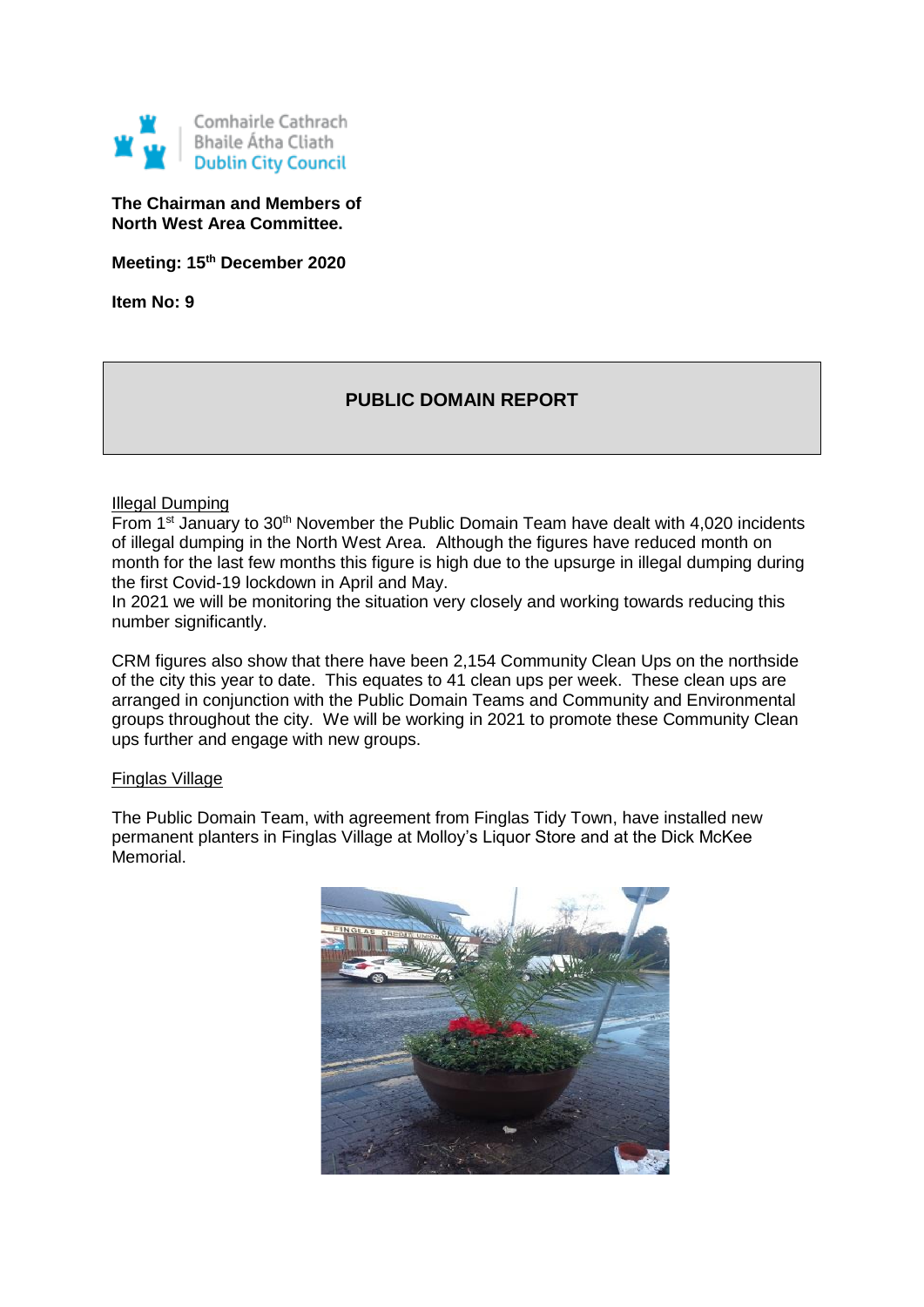Comhairle Cathrach Bhaile Átha Cliath
Dublin City Council

**The Chairman and Members of North West Area Committee.**

**Meeting: 15th December 2020**

**Item No: 9**

## PUBLIC DOMAIN REPORT

Illegal Dumping

From 1st January to 30th November the Public Domain Team have dealt with 4,020 incidents of illegal dumping in the North West Area. Although the figures have reduced month on month for the last few months this figure is high due to the upsurge in illegal dumping during the first Covid-19 lockdown in April and May.

In 2021 we will be monitoring the situation very closely and working towards reducing this number significantly.

CRM figures also show that there have been 2,154 Community Clean Ups on the northside of the city this year to date. This equates to 41 clean ups per week. These clean ups are arranged in conjunction with the Public Domain Teams and Community and Environmental groups throughout the city. We will be working in 2021 to promote these Community Clean ups further and engage with new groups.

Finglas Village

The Public Domain Team, with agreement from Finglas Tidy Town, have installed new permanent planters in Finglas Village at Molloy's Liquor Store and at the Dick McKee Memorial.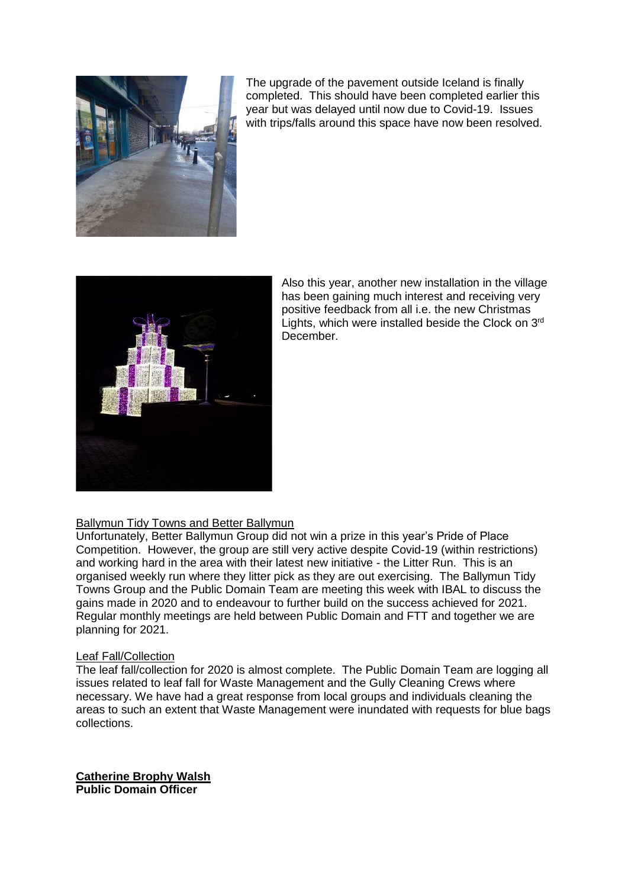The upgrade of the pavement outside Iceland is finally completed. This should have been completed earlier this year but was delayed until now due to Covid-19. Issues with trips/falls around this space have now been resolved.

Also this year, another new installation in the village has been gaining much interest and receiving very positive feedback from all i.e. the new Christmas Lights, which were installed beside the Clock on 3rd December.

Ballymun Tidy Towns and Better Ballymun

Unfortunately, Better Ballymun Group did not win a prize in this year's Pride of Place Competition. However, the group are still very active despite Covid-19 (within restrictions) and working hard in the area with their latest new initiative - the Litter Run. This is an organised weekly run where they litter pick as they are out exercising. The Ballymun Tidy Towns Group and the Public Domain Team are meeting this week with IBAL to discuss the gains made in 2020 and to endeavour to further build on the success achieved for 2021. Regular monthly meetings are held between Public Domain and FTT and together we are planning for 2021.

Leaf Fall/Collection

The leaf fall/collection for 2020 is almost complete. The Public Domain Team are logging all issues related to leaf fall for Waste Management and the Gully Cleaning Crews where necessary. We have had a great response from local groups and individuals cleaning the areas to such an extent that Waste Management were inundated with requests for blue bags collections.

**Catherine Brophy Walsh**
**Public Domain Officer**